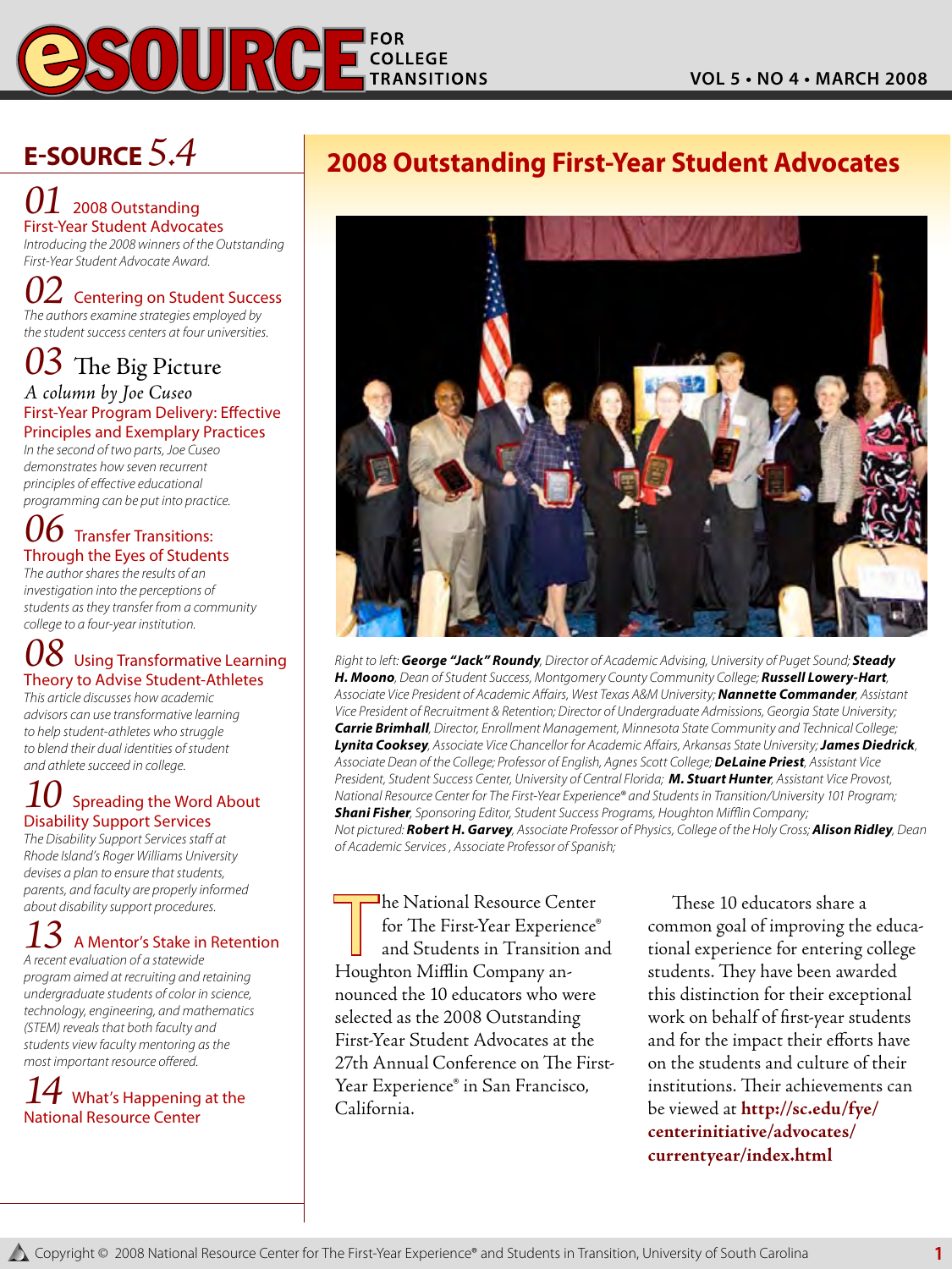# eSOURCE FOR COLLEGE TRANSITIONS

VOL 5 • NO 4 • MARCH 2008

## E-SOURCE 5.4

**01** 2008 Outstanding First-Year Student Advocates
*Introducing the 2008 winners of the Outstanding First-Year Student Advocate Award.*

**02** Centering on Student Success
*The authors examine strategies employed by the student success centers at four universities.*

**03** The Big Picture
*A column by Joe Cuseo*
First-Year Program Delivery: Effective Principles and Exemplary Practices
*In the second of two parts, Joe Cuseo demonstrates how seven recurrent principles of effective educational programming can be put into practice.*

**06** Transfer Transitions: Through the Eyes of Students
*The author shares the results of an investigation into the perceptions of students as they transfer from a community college to a four-year institution.*

**08** Using Transformative Learning Theory to Advise Student-Athletes
*This article discusses how academic advisors can use transformative learning to help student-athletes who struggle to blend their dual identities of student and athlete succeed in college.*

**10** Spreading the Word About Disability Support Services
*The Disability Support Services staff at Rhode Island's Roger Williams University devises a plan to ensure that students, parents, and faculty are properly informed about disability support procedures.*

**13** A Mentor's Stake in Retention
*A recent evaluation of a statewide program aimed at recruiting and retaining undergraduate students of color in science, technology, engineering, and mathematics (STEM) reveals that both faculty and students view faculty mentoring as the most important resource offered.*

**14** What's Happening at the National Resource Center

## 2008 Outstanding First-Year Student Advocates

*Right to left:* ***George "Jack" Roundy****, Director of Academic Advising, University of Puget Sound;* ***Steady H. Moono****, Dean of Student Success, Montgomery County Community College;* ***Russell Lowery-Hart****, Associate Vice President of Academic Affairs, West Texas A&M University;* ***Nannette Commander****, Assistant Vice President of Recruitment & Retention; Director of Undergraduate Admissions, Georgia State University;* ***Carrie Brimhall****, Director, Enrollment Management, Minnesota State Community and Technical College;* ***Lynita Cooksey****, Associate Vice Chancellor for Academic Affairs, Arkansas State University;* ***James Diedrick****, Associate Dean of the College; Professor of English, Agnes Scott College;* ***DeLaine Priest****, Assistant Vice President, Student Success Center, University of Central Florida;* ***M. Stuart Hunter****, Assistant Vice Provost, National Resource Center for The First-Year Experience® and Students in Transition/University 101 Program;* ***Shani Fisher****, Sponsoring Editor, Student Success Programs, Houghton Mifflin Company;*
*Not pictured:* ***Robert H. Garvey****, Associate Professor of Physics, College of the Holy Cross;* ***Alison Ridley****, Dean of Academic Services , Associate Professor of Spanish;*

The National Resource Center for The First-Year Experience® and Students in Transition and Houghton Mifflin Company announced the 10 educators who were selected as the 2008 Outstanding First-Year Student Advocates at the 27th Annual Conference on The First-Year Experience® in San Francisco, California.

These 10 educators share a common goal of improving the educational experience for entering college students. They have been awarded this distinction for their exceptional work on behalf of first-year students and for the impact their efforts have on the students and culture of their institutions. Their achievements can be viewed at **http://sc.edu/fye/centerinitiative/advocates/currentyear/index.html**

Copyright © 2008 National Resource Center for The First-Year Experience® and Students in Transition, University of South Carolina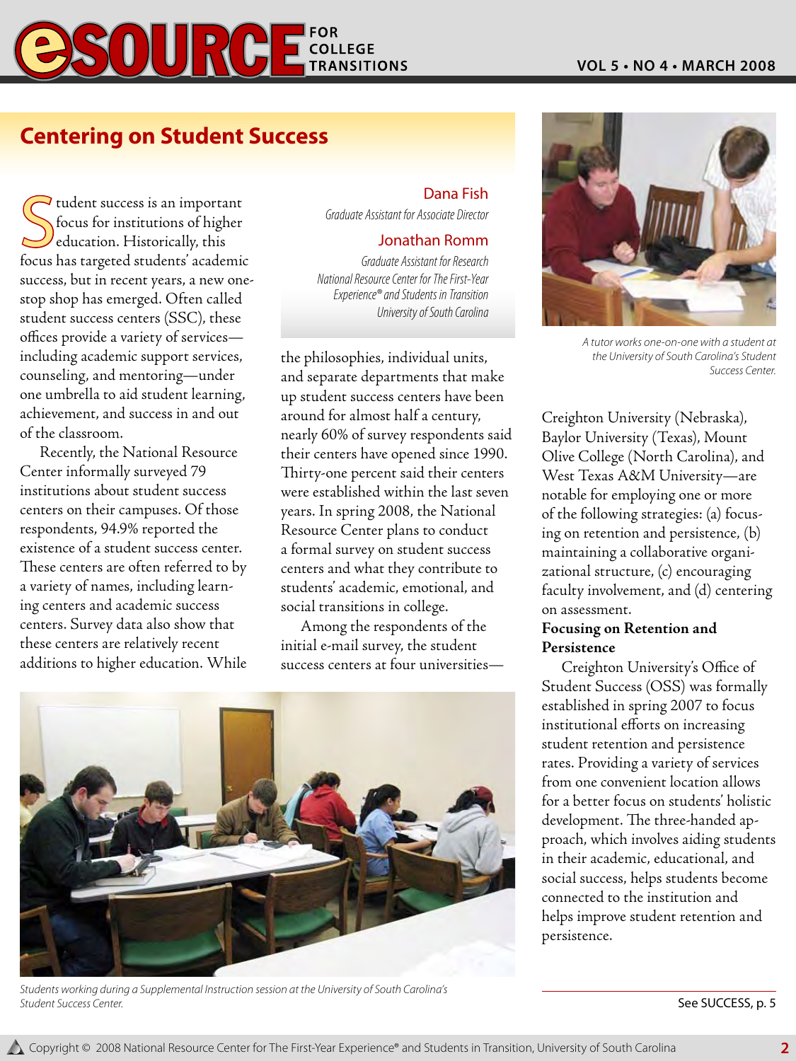# Centering on Student Success

**Dana Fish**
*Graduate Assistant for Associate Director*

**Jonathan Romm**
*Graduate Assistant for Research*
*National Resource Center for The First-Year Experience® and Students in Transition*
*University of South Carolina*

Student success is an important focus for institutions of higher education. Historically, this focus has targeted students' academic success, but in recent years, a new one-stop shop has emerged. Often called student success centers (SSC), these offices provide a variety of services—including academic support services, counseling, and mentoring—under one umbrella to aid student learning, achievement, and success in and out of the classroom.

Recently, the National Resource Center informally surveyed 79 institutions about student success centers on their campuses. Of those respondents, 94.9% reported the existence of a student success center. These centers are often referred to by a variety of names, including learning centers and academic success centers. Survey data also show that these centers are relatively recent additions to higher education. While the philosophies, individual units, and separate departments that make up student success centers have been around for almost half a century, nearly 60% of survey respondents said their centers have opened since 1990. Thirty-one percent said their centers were established within the last seven years. In spring 2008, the National Resource Center plans to conduct a formal survey on student success centers and what they contribute to students' academic, emotional, and social transitions in college.

Among the respondents of the initial e-mail survey, the student success centers at four universities—Creighton University (Nebraska), Baylor University (Texas), Mount Olive College (North Carolina), and West Texas A&M University—are notable for employing one or more of the following strategies: (a) focusing on retention and persistence, (b) maintaining a collaborative organizational structure, (c) encouraging faculty involvement, and (d) centering on assessment.

*A tutor works one-on-one with a student at the University of South Carolina's Student Success Center.*

*Students working during a Supplemental Instruction session at the University of South Carolina's Student Success Center.*

**Focusing on Retention and Persistence**

Creighton University's Office of Student Success (OSS) was formally established in spring 2007 to focus institutional efforts on increasing student retention and persistence rates. Providing a variety of services from one convenient location allows for a better focus on students' holistic development. The three-handed approach, which involves aiding students in their academic, educational, and social success, helps students become connected to the institution and helps improve student retention and persistence.

See SUCCESS, p. 5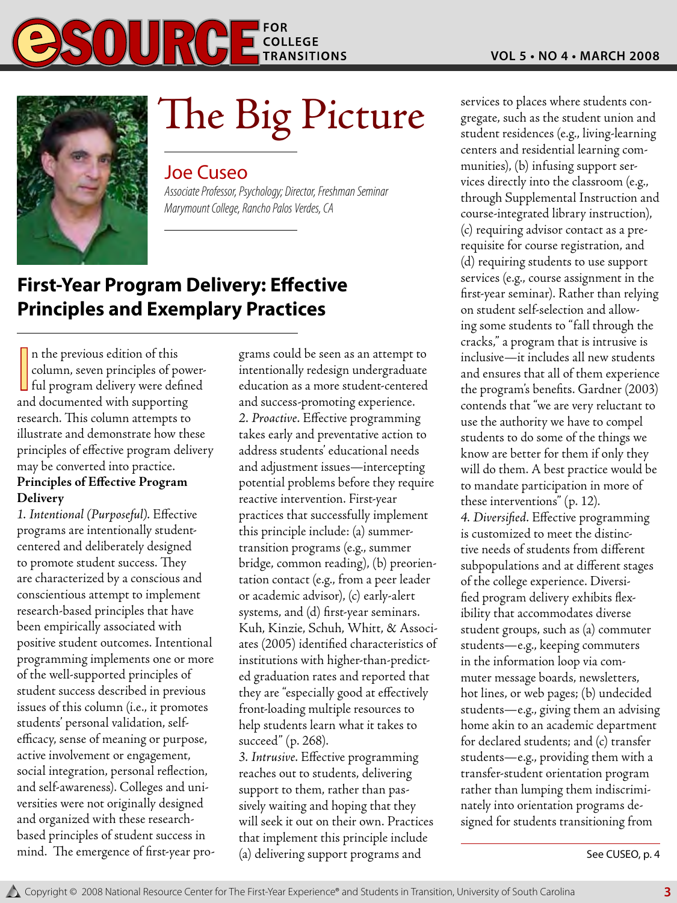# The Big Picture

## Joe Cuseo

*Associate Professor, Psychology; Director, Freshman Seminar*
*Marymount College, Rancho Palos Verdes, CA*

## First-Year Program Delivery: Effective Principles and Exemplary Practices

In the previous edition of this column, seven principles of powerful program delivery were defined and documented with supporting research. This column attempts to illustrate and demonstrate how these principles of effective program delivery may be converted into practice.

**Principles of Effective Program Delivery**

*1. Intentional (Purposeful).* Effective programs are intentionally student-centered and deliberately designed to promote student success. They are characterized by a conscious and conscientious attempt to implement research-based principles that have been empirically associated with positive student outcomes. Intentional programming implements one or more of the well-supported principles of student success described in previous issues of this column (i.e., it promotes students' personal validation, self-efficacy, sense of meaning or purpose, active involvement or engagement, social integration, personal reflection, and self-awareness). Colleges and universities were not originally designed and organized with these research-based principles of student success in mind. The emergence of first-year programs could be seen as an attempt to intentionally redesign undergraduate education as a more student-centered and success-promoting experience.

*2. Proactive.* Effective programming takes early and preventative action to address students' educational needs and adjustment issues—intercepting potential problems before they require reactive intervention. First-year practices that successfully implement this principle include: (a) summer-transition programs (e.g., summer bridge, common reading), (b) preorientation contact (e.g., from a peer leader or academic advisor), (c) early-alert systems, and (d) first-year seminars. Kuh, Kinzie, Schuh, Whitt, & Associates (2005) identified characteristics of institutions with higher-than-predicted graduation rates and reported that they are "especially good at effectively front-loading multiple resources to help students learn what it takes to succeed" (p. 268).

*3. Intrusive.* Effective programming reaches out to students, delivering support to them, rather than passively waiting and hoping that they will seek it out on their own. Practices that implement this principle include (a) delivering support programs and services to places where students congregate, such as the student union and student residences (e.g., living-learning centers and residential learning communities), (b) infusing support services directly into the classroom (e.g., through Supplemental Instruction and course-integrated library instruction), (c) requiring advisor contact as a prerequisite for course registration, and (d) requiring students to use support services (e.g., course assignment in the first-year seminar). Rather than relying on student self-selection and allowing some students to "fall through the cracks," a program that is intrusive is inclusive—it includes all new students and ensures that all of them experience the program's benefits. Gardner (2003) contends that "we are very reluctant to use the authority we have to compel students to do some of the things we know are better for them if only they will do them. A best practice would be to mandate participation in more of these interventions" (p. 12).

*4. Diversified.* Effective programming is customized to meet the distinctive needs of students from different subpopulations and at different stages of the college experience. Diversified program delivery exhibits flexibility that accommodates diverse student groups, such as (a) commuter students—e.g., keeping commuters in the information loop via commuter message boards, newsletters, hot lines, or web pages; (b) undecided students—e.g., giving them an advising home akin to an academic department for declared students; and (c) transfer students—e.g., providing them with a transfer-student orientation program rather than lumping them indiscriminately into orientation programs designed for students transitioning from

See CUSEO, p. 4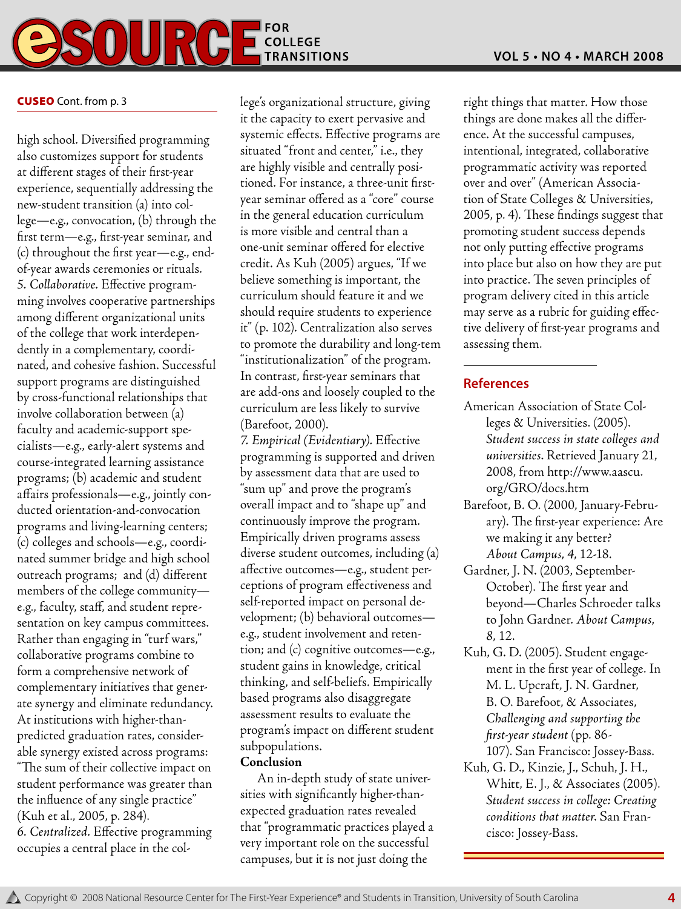**CUSEO** Cont. from p. 3

high school. Diversified programming also customizes support for students at different stages of their first-year experience, sequentially addressing the new-student transition (a) into college—e.g., convocation, (b) through the first term—e.g., first-year seminar, and (c) throughout the first year—e.g., end-of-year awards ceremonies or rituals.

5. *Collaborative.* Effective programming involves cooperative partnerships among different organizational units of the college that work interdependently in a complementary, coordinated, and cohesive fashion. Successful support programs are distinguished by cross-functional relationships that involve collaboration between (a) faculty and academic-support specialists—e.g., early-alert systems and course-integrated learning assistance programs; (b) academic and student affairs professionals—e.g., jointly conducted orientation-and-convocation programs and living-learning centers; (c) colleges and schools—e.g., coordinated summer bridge and high school outreach programs; and (d) different members of the college community—e.g., faculty, staff, and student representation on key campus committees. Rather than engaging in "turf wars," collaborative programs combine to form a comprehensive network of complementary initiatives that generate synergy and eliminate redundancy. At institutions with higher-than-predicted graduation rates, considerable synergy existed across programs: "The sum of their collective impact on student performance was greater than the influence of any single practice" (Kuh et al., 2005, p. 284).

6. *Centralized.* Effective programming occupies a central place in the college's organizational structure, giving it the capacity to exert pervasive and systemic effects. Effective programs are situated "front and center," i.e., they are highly visible and centrally positioned. For instance, a three-unit first-year seminar offered as a "core" course in the general education curriculum is more visible and central than a one-unit seminar offered for elective credit. As Kuh (2005) argues, "If we believe something is important, the curriculum should feature it and we should require students to experience it" (p. 102). Centralization also serves to promote the durability and long-tem "institutionalization" of the program. In contrast, first-year seminars that are add-ons and loosely coupled to the curriculum are less likely to survive (Barefoot, 2000).

7. *Empirical (Evidentiary).* Effective programming is supported and driven by assessment data that are used to "sum up" and prove the program's overall impact and to "shape up" and continuously improve the program. Empirically driven programs assess diverse student outcomes, including (a) affective outcomes—e.g., student perceptions of program effectiveness and self-reported impact on personal development; (b) behavioral outcomes—e.g., student involvement and retention; and (c) cognitive outcomes—e.g., student gains in knowledge, critical thinking, and self-beliefs. Empirically based programs also disaggregate assessment results to evaluate the program's impact on different student subpopulations.

**Conclusion**

An in-depth study of state universities with significantly higher-than-expected graduation rates revealed that "programmatic practices played a very important role on the successful campuses, but it is not just doing the right things that matter. How those things are done makes all the difference. At the successful campuses, intentional, integrated, collaborative programmatic activity was reported over and over" (American Association of State Colleges & Universities, 2005, p. 4). These findings suggest that promoting student success depends not only putting effective programs into place but also on how they are put into practice. The seven principles of program delivery cited in this article may serve as a rubric for guiding effective delivery of first-year programs and assessing them.

## References

American Association of State Colleges & Universities. (2005). *Student success in state colleges and universities.* Retrieved January 21, 2008, from http://www.aascu.org/GRO/docs.htm

Barefoot, B. O. (2000, January-February). The first-year experience: Are we making it any better? *About Campus, 4*, 12-18.

Gardner, J. N. (2003, September-October). The first year and beyond—Charles Schroeder talks to John Gardner. *About Campus, 8*, 12.

Kuh, G. D. (2005). Student engagement in the first year of college. In M. L. Upcraft, J. N. Gardner, B. O. Barefoot, & Associates, *Challenging and supporting the first-year student* (pp. 86-107). San Francisco: Jossey-Bass.

Kuh, G. D., Kinzie, J., Schuh, J. H., Whitt, E. J., & Associates (2005). *Student success in college: Creating conditions that matter.* San Francisco: Jossey-Bass.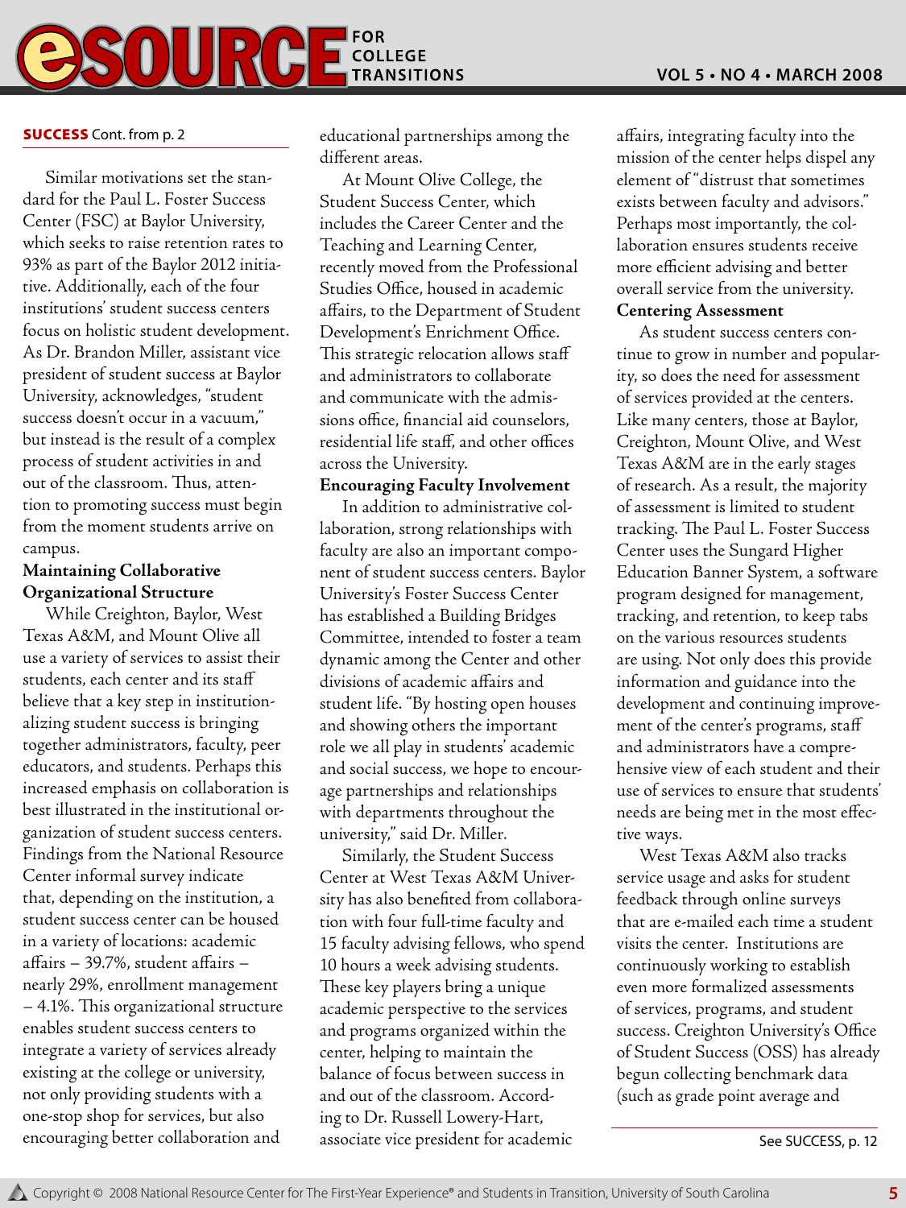**SUCCESS** Cont. from p. 2

Similar motivations set the standard for the Paul L. Foster Success Center (FSC) at Baylor University, which seeks to raise retention rates to 93% as part of the Baylor 2012 initiative. Additionally, each of the four institutions' student success centers focus on holistic student development. As Dr. Brandon Miller, assistant vice president of student success at Baylor University, acknowledges, "student success doesn't occur in a vacuum," but instead is the result of a complex process of student activities in and out of the classroom. Thus, attention to promoting success must begin from the moment students arrive on campus.

**Maintaining Collaborative Organizational Structure**

While Creighton, Baylor, West Texas A&M, and Mount Olive all use a variety of services to assist their students, each center and its staff believe that a key step in institutionalizing student success is bringing together administrators, faculty, peer educators, and students. Perhaps this increased emphasis on collaboration is best illustrated in the institutional organization of student success centers. Findings from the National Resource Center informal survey indicate that, depending on the institution, a student success center can be housed in a variety of locations: academic affairs – 39.7%, student affairs – nearly 29%, enrollment management – 4.1%. This organizational structure enables student success centers to integrate a variety of services already existing at the college or university, not only providing students with a one-stop shop for services, but also encouraging better collaboration and educational partnerships among the different areas.

At Mount Olive College, the Student Success Center, which includes the Career Center and the Teaching and Learning Center, recently moved from the Professional Studies Office, housed in academic affairs, to the Department of Student Development's Enrichment Office. This strategic relocation allows staff and administrators to collaborate and communicate with the admissions office, financial aid counselors, residential life staff, and other offices across the University.

**Encouraging Faculty Involvement**

In addition to administrative collaboration, strong relationships with faculty are also an important component of student success centers. Baylor University's Foster Success Center has established a Building Bridges Committee, intended to foster a team dynamic among the Center and other divisions of academic affairs and student life. "By hosting open houses and showing others the important role we all play in students' academic and social success, we hope to encourage partnerships and relationships with departments throughout the university," said Dr. Miller.

Similarly, the Student Success Center at West Texas A&M University has also benefited from collaboration with four full-time faculty and 15 faculty advising fellows, who spend 10 hours a week advising students. These key players bring a unique academic perspective to the services and programs organized within the center, helping to maintain the balance of focus between success in and out of the classroom. According to Dr. Russell Lowery-Hart, associate vice president for academic affairs, integrating faculty into the mission of the center helps dispel any element of "distrust that sometimes exists between faculty and advisors." Perhaps most importantly, the collaboration ensures students receive more efficient advising and better overall service from the university.

**Centering Assessment**

As student success centers continue to grow in number and popularity, so does the need for assessment of services provided at the centers. Like many centers, those at Baylor, Creighton, Mount Olive, and West Texas A&M are in the early stages of research. As a result, the majority of assessment is limited to student tracking. The Paul L. Foster Success Center uses the Sungard Higher Education Banner System, a software program designed for management, tracking, and retention, to keep tabs on the various resources students are using. Not only does this provide information and guidance into the development and continuing improvement of the center's programs, staff and administrators have a comprehensive view of each student and their use of services to ensure that students' needs are being met in the most effective ways.

West Texas A&M also tracks service usage and asks for student feedback through online surveys that are e-mailed each time a student visits the center. Institutions are continuously working to establish even more formalized assessments of services, programs, and student success. Creighton University's Office of Student Success (OSS) has already begun collecting benchmark data (such as grade point average and

See SUCCESS, p. 12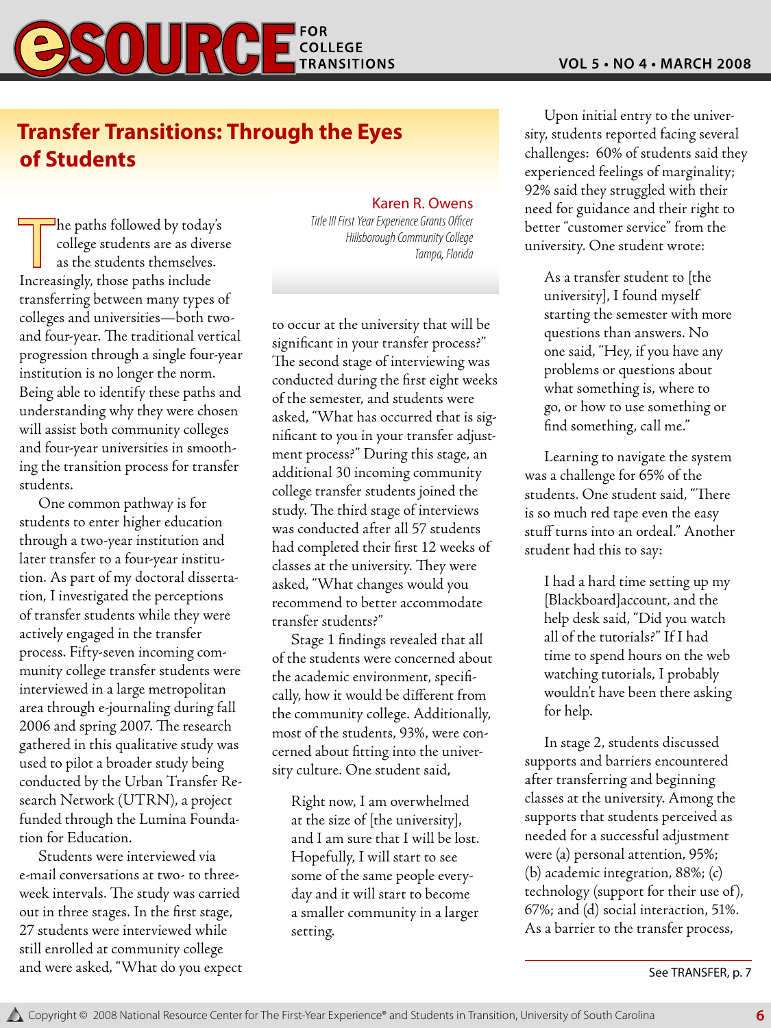# Transfer Transitions: Through the Eyes of Students

**Karen R. Owens**
*Title III First Year Experience Grants Officer*
*Hillsborough Community College*
*Tampa, Florida*

The paths followed by today's college students are as diverse as the students themselves. Increasingly, those paths include transferring between many types of colleges and universities—both two- and four-year. The traditional vertical progression through a single four-year institution is no longer the norm. Being able to identify these paths and understanding why they were chosen will assist both community colleges and four-year universities in smoothing the transition process for transfer students.

One common pathway is for students to enter higher education through a two-year institution and later transfer to a four-year institution. As part of my doctoral dissertation, I investigated the perceptions of transfer students while they were actively engaged in the transfer process. Fifty-seven incoming community college transfer students were interviewed in a large metropolitan area through e-journaling during fall 2006 and spring 2007. The research gathered in this qualitative study was used to pilot a broader study being conducted by the Urban Transfer Research Network (UTRN), a project funded through the Lumina Foundation for Education.

Students were interviewed via e-mail conversations at two- to three-week intervals. The study was carried out in three stages. In the first stage, 27 students were interviewed while still enrolled at community college and were asked, "What do you expect to occur at the university that will be significant in your transfer process?" The second stage of interviewing was conducted during the first eight weeks of the semester, and students were asked, "What has occurred that is significant to you in your transfer adjustment process?" During this stage, an additional 30 incoming community college transfer students joined the study. The third stage of interviews was conducted after all 57 students had completed their first 12 weeks of classes at the university. They were asked, "What changes would you recommend to better accommodate transfer students?"

Stage 1 findings revealed that all of the students were concerned about the academic environment, specifically, how it would be different from the community college. Additionally, most of the students, 93%, were concerned about fitting into the university culture. One student said,

> Right now, I am overwhelmed at the size of [the university], and I am sure that I will be lost. Hopefully, I will start to see some of the same people everyday and it will start to become a smaller community in a larger setting.

Upon initial entry to the university, students reported facing several challenges: 60% of students said they experienced feelings of marginality; 92% said they struggled with their need for guidance and their right to better "customer service" from the university. One student wrote:

> As a transfer student to [the university], I found myself starting the semester with more questions than answers. No one said, "Hey, if you have any problems or questions about what something is, where to go, or how to use something or find something, call me."

Learning to navigate the system was a challenge for 65% of the students. One student said, "There is so much red tape even the easy stuff turns into an ordeal." Another student had this to say:

> I had a hard time setting up my [Blackboard]account, and the help desk said, "Did you watch all of the tutorials?" If I had time to spend hours on the web watching tutorials, I probably wouldn't have been there asking for help.

In stage 2, students discussed supports and barriers encountered after transferring and beginning classes at the university. Among the supports that students perceived as needed for a successful adjustment were (a) personal attention, 95%; (b) academic integration, 88%; (c) technology (support for their use of), 67%; and (d) social interaction, 51%. As a barrier to the transfer process,

See TRANSFER, p. 7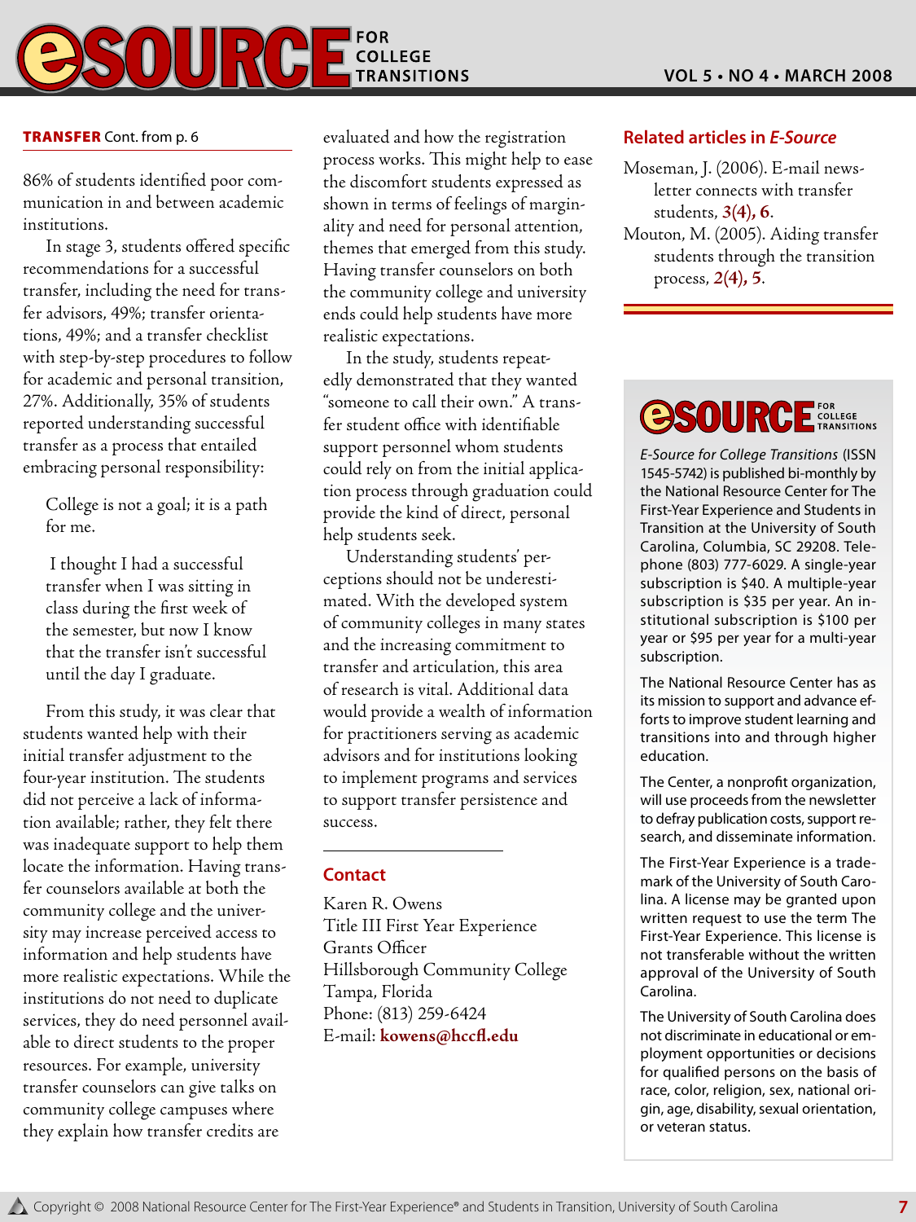**TRANSFER** Cont. from p. 6

86% of students identified poor communication in and between academic institutions.

In stage 3, students offered specific recommendations for a successful transfer, including the need for transfer advisors, 49%; transfer orientations, 49%; and a transfer checklist with step-by-step procedures to follow for academic and personal transition, 27%. Additionally, 35% of students reported understanding successful transfer as a process that entailed embracing personal responsibility:

> College is not a goal; it is a path for me.
>
> I thought I had a successful transfer when I was sitting in class during the first week of the semester, but now I know that the transfer isn't successful until the day I graduate.

From this study, it was clear that students wanted help with their initial transfer adjustment to the four-year institution. The students did not perceive a lack of information available; rather, they felt there was inadequate support to help them locate the information. Having transfer counselors available at both the community college and the university may increase perceived access to information and help students have more realistic expectations. While the institutions do not need to duplicate services, they do need personnel available to direct students to the proper resources. For example, university transfer counselors can give talks on community college campuses where they explain how transfer credits are evaluated and how the registration process works. This might help to ease the discomfort students expressed as shown in terms of feelings of marginality and need for personal attention, themes that emerged from this study. Having transfer counselors on both the community college and university ends could help students have more realistic expectations.

In the study, students repeatedly demonstrated that they wanted "someone to call their own." A transfer student office with identifiable support personnel whom students could rely on from the initial application process through graduation could provide the kind of direct, personal help students seek.

Understanding students' perceptions should not be underestimated. With the developed system of community colleges in many states and the increasing commitment to transfer and articulation, this area of research is vital. Additional data would provide a wealth of information for practitioners serving as academic advisors and for institutions looking to implement programs and services to support transfer persistence and success.

## Contact

Karen R. Owens
Title III First Year Experience Grants Officer
Hillsborough Community College
Tampa, Florida
Phone: (813) 259-6424
E-mail: **kowens@hccfl.edu**

## Related articles in *E-Source*

Moseman, J. (2006). E-mail newsletter connects with transfer students, **3(4), 6**.

Mouton, M. (2005). Aiding transfer students through the transition process, **2(4), 5**.

---

**eSOURCE FOR COLLEGE TRANSITIONS**

*E-Source for College Transitions* (ISSN 1545-5742) is published bi-monthly by the National Resource Center for The First-Year Experience and Students in Transition at the University of South Carolina, Columbia, SC 29208. Telephone (803) 777-6029. A single-year subscription is $40. A multiple-year subscription is $35 per year. An institutional subscription is $100 per year or $95 per year for a multi-year subscription.

The National Resource Center has as its mission to support and advance efforts to improve student learning and transitions into and through higher education.

The Center, a nonprofit organization, will use proceeds from the newsletter to defray publication costs, support research, and disseminate information.

The First-Year Experience is a trademark of the University of South Carolina. A license may be granted upon written request to use the term The First-Year Experience. This license is not transferable without the written approval of the University of South Carolina.

The University of South Carolina does not discriminate in educational or employment opportunities or decisions for qualified persons on the basis of race, color, religion, sex, national origin, age, disability, sexual orientation, or veteran status.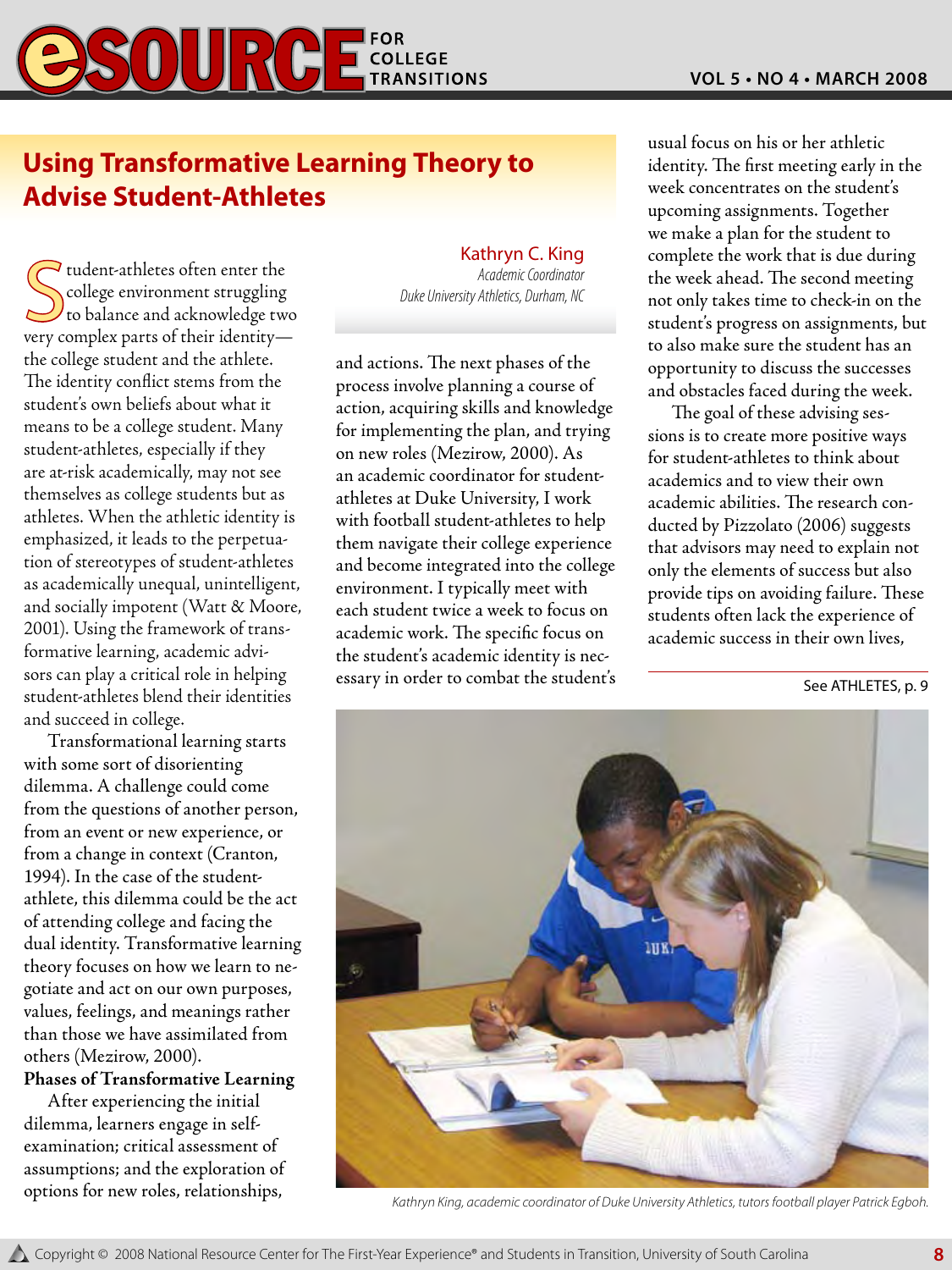# Using Transformative Learning Theory to Advise Student-Athletes

**Kathryn C. King**
*Academic Coordinator*
*Duke University Athletics, Durham, NC*

Student-athletes often enter the college environment struggling to balance and acknowledge two very complex parts of their identity—the college student and the athlete. The identity conflict stems from the student's own beliefs about what it means to be a college student. Many student-athletes, especially if they are at-risk academically, may not see themselves as college students but as athletes. When the athletic identity is emphasized, it leads to the perpetuation of stereotypes of student-athletes as academically unequal, unintelligent, and socially impotent (Watt & Moore, 2001). Using the framework of transformative learning, academic advisors can play a critical role in helping student-athletes blend their identities and succeed in college.

Transformational learning starts with some sort of disorienting dilemma. A challenge could come from the questions of another person, from an event or new experience, or from a change in context (Cranton, 1994). In the case of the student-athlete, this dilemma could be the act of attending college and facing the dual identity. Transformative learning theory focuses on how we learn to negotiate and act on our own purposes, values, feelings, and meanings rather than those we have assimilated from others (Mezirow, 2000).

**Phases of Transformative Learning**

After experiencing the initial dilemma, learners engage in self-examination; critical assessment of assumptions; and the exploration of options for new roles, relationships, and actions. The next phases of the process involve planning a course of action, acquiring skills and knowledge for implementing the plan, and trying on new roles (Mezirow, 2000). As an academic coordinator for student-athletes at Duke University, I work with football student-athletes to help them navigate their college experience and become integrated into the college environment. I typically meet with each student twice a week to focus on academic work. The specific focus on the student's academic identity is necessary in order to combat the student's usual focus on his or her athletic identity. The first meeting early in the week concentrates on the student's upcoming assignments. Together we make a plan for the student to complete the work that is due during the week ahead. The second meeting not only takes time to check-in on the student's progress on assignments, but to also make sure the student has an opportunity to discuss the successes and obstacles faced during the week.

The goal of these advising sessions is to create more positive ways for student-athletes to think about academics and to view their own academic abilities. The research conducted by Pizzolato (2006) suggests that advisors may need to explain not only the elements of success but also provide tips on avoiding failure. These students often lack the experience of academic success in their own lives,

See ATHLETES, p. 9

*Kathryn King, academic coordinator of Duke University Athletics, tutors football player Patrick Egboh.*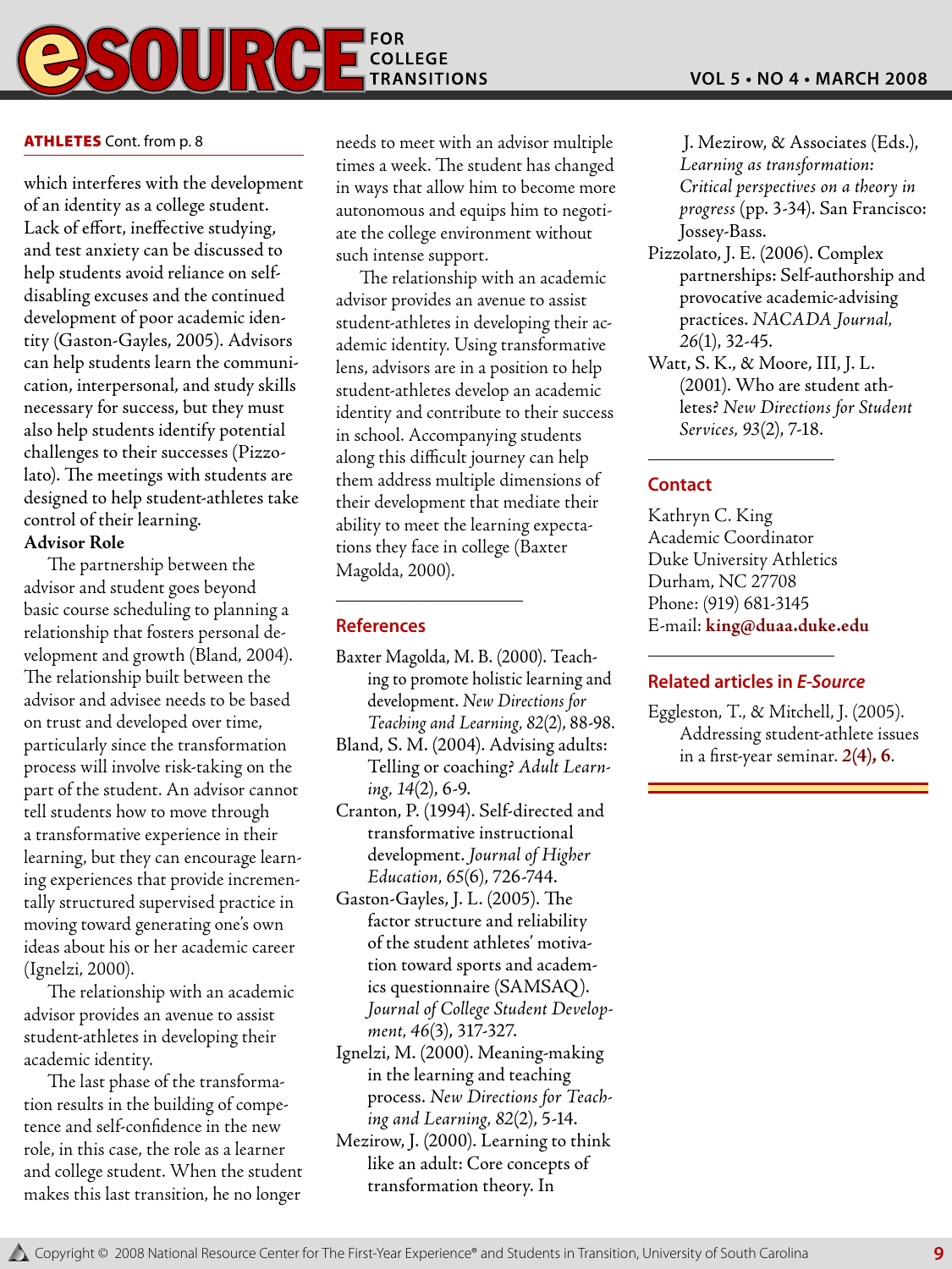**ATHLETES** Cont. from p. 8

which interferes with the development of an identity as a college student. Lack of effort, ineffective studying, and test anxiety can be discussed to help students avoid reliance on self-disabling excuses and the continued development of poor academic identity (Gaston-Gayles, 2005). Advisors can help students learn the communication, interpersonal, and study skills necessary for success, but they must also help students identify potential challenges to their successes (Pizzolato). The meetings with students are designed to help student-athletes take control of their learning.

**Advisor Role**

The partnership between the advisor and student goes beyond basic course scheduling to planning a relationship that fosters personal development and growth (Bland, 2004). The relationship built between the advisor and advisee needs to be based on trust and developed over time, particularly since the transformation process will involve risk-taking on the part of the student. An advisor cannot tell students how to move through a transformative experience in their learning, but they can encourage learning experiences that provide incrementally structured supervised practice in moving toward generating one's own ideas about his or her academic career (Ignelzi, 2000).

The relationship with an academic advisor provides an avenue to assist student-athletes in developing their academic identity.

The last phase of the transformation results in the building of competence and self-confidence in the new role, in this case, the role as a learner and college student. When the student makes this last transition, he no longer needs to meet with an advisor multiple times a week. The student has changed in ways that allow him to become more autonomous and equips him to negotiate the college environment without such intense support.

The relationship with an academic advisor provides an avenue to assist student-athletes in developing their academic identity. Using transformative lens, advisors are in a position to help student-athletes develop an academic identity and contribute to their success in school. Accompanying students along this difficult journey can help them address multiple dimensions of their development that mediate their ability to meet the learning expectations they face in college (Baxter Magolda, 2000).

## References

Baxter Magolda, M. B. (2000). Teaching to promote holistic learning and development. *New Directions for Teaching and Learning, 82*(2), 88-98.

Bland, S. M. (2004). Advising adults: Telling or coaching? *Adult Learning, 14*(2), 6-9.

Cranton, P. (1994). Self-directed and transformative instructional development. *Journal of Higher Education, 65*(6), 726-744.

Gaston-Gayles, J. L. (2005). The factor structure and reliability of the student athletes' motivation toward sports and academics questionnaire (SAMSAQ). *Journal of College Student Development, 46*(3), 317-327.

Ignelzi, M. (2000). Meaning-making in the learning and teaching process. *New Directions for Teaching and Learning, 82*(2), 5-14.

Mezirow, J. (2000). Learning to think like an adult: Core concepts of transformation theory. In J. Mezirow, & Associates (Eds.), *Learning as transformation: Critical perspectives on a theory in progress* (pp. 3-34). San Francisco: Jossey-Bass.

Pizzolato, J. E. (2006). Complex partnerships: Self-authorship and provocative academic-advising practices. *NACADA Journal, 26*(1), 32-45.

Watt, S. K., & Moore, III, J. L. (2001). Who are student athletes? *New Directions for Student Services, 93*(2), 7-18.

## Contact

Kathryn C. King
Academic Coordinator
Duke University Athletics
Durham, NC 27708
Phone: (919) 681-3145
E-mail: **king@duaa.duke.edu**

## Related articles in *E-Source*

Eggleston, T., & Mitchell, J. (2005). Addressing student-athlete issues in a first-year seminar. **2(4), 6**.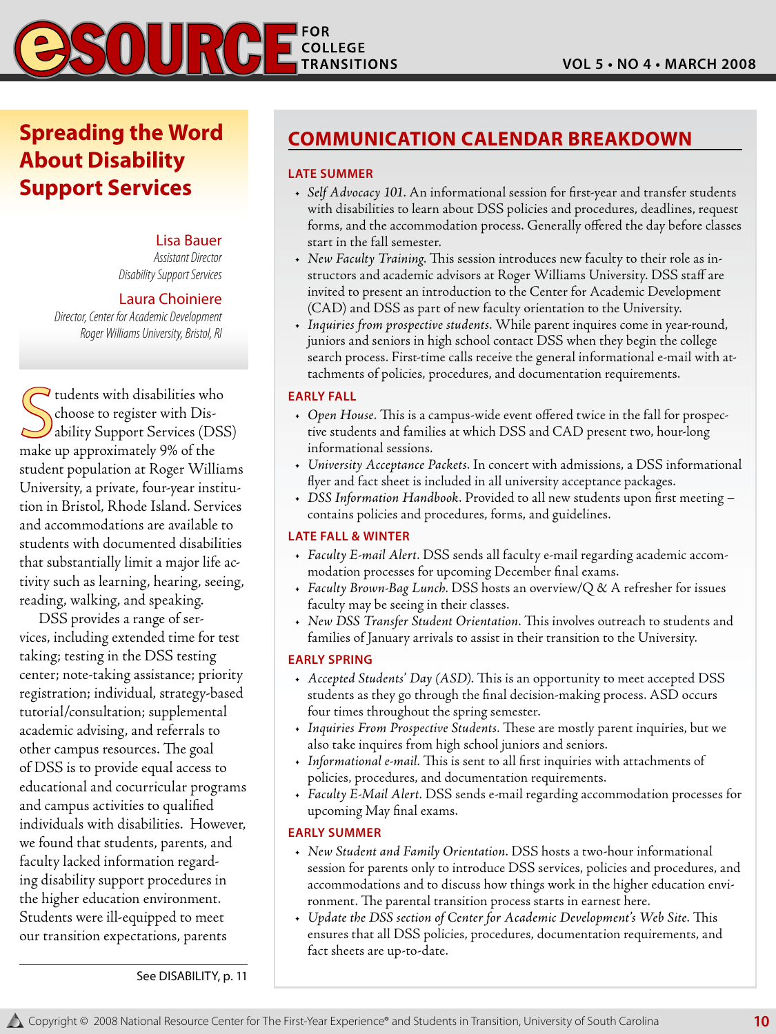## Spreading the Word About Disability Support Services

**Lisa Bauer**
*Assistant Director*
*Disability Support Services*

**Laura Choiniere**
*Director, Center for Academic Development*
*Roger Williams University, Bristol, RI*

Students with disabilities who choose to register with Disability Support Services (DSS) make up approximately 9% of the student population at Roger Williams University, a private, four-year institution in Bristol, Rhode Island. Services and accommodations are available to students with documented disabilities that substantially limit a major life activity such as learning, hearing, seeing, reading, walking, and speaking.

DSS provides a range of services, including extended time for test taking; testing in the DSS testing center; note-taking assistance; priority registration; individual, strategy-based tutorial/consultation; supplemental academic advising, and referrals to other campus resources. The goal of DSS is to provide equal access to educational and cocurricular programs and campus activities to qualified individuals with disabilities. However, we found that students, parents, and faculty lacked information regarding disability support procedures in the higher education environment. Students were ill-equipped to meet our transition expectations, parents

See DISABILITY, p. 11

## COMMUNICATION CALENDAR BREAKDOWN

### LATE SUMMER

- *Self Advocacy 101*. An informational session for first-year and transfer students with disabilities to learn about DSS policies and procedures, deadlines, request forms, and the accommodation process. Generally offered the day before classes start in the fall semester.
- *New Faculty Training*. This session introduces new faculty to their role as instructors and academic advisors at Roger Williams University. DSS staff are invited to present an introduction to the Center for Academic Development (CAD) and DSS as part of new faculty orientation to the University.
- *Inquiries from prospective students*. While parent inquires come in year-round, juniors and seniors in high school contact DSS when they begin the college search process. First-time calls receive the general informational e-mail with attachments of policies, procedures, and documentation requirements.

### EARLY FALL

- *Open House*. This is a campus-wide event offered twice in the fall for prospective students and families at which DSS and CAD present two, hour-long informational sessions.
- *University Acceptance Packets*. In concert with admissions, a DSS informational flyer and fact sheet is included in all university acceptance packages.
- *DSS Information Handbook*. Provided to all new students upon first meeting – contains policies and procedures, forms, and guidelines.

### LATE FALL & WINTER

- *Faculty E-mail Alert*. DSS sends all faculty e-mail regarding academic accommodation processes for upcoming December final exams.
- *Faculty Brown-Bag Lunch*. DSS hosts an overview/Q & A refresher for issues faculty may be seeing in their classes.
- *New DSS Transfer Student Orientation*. This involves outreach to students and families of January arrivals to assist in their transition to the University.

### EARLY SPRING

- *Accepted Students' Day (ASD)*. This is an opportunity to meet accepted DSS students as they go through the final decision-making process. ASD occurs four times throughout the spring semester.
- *Inquiries From Prospective Students*. These are mostly parent inquiries, but we also take inquires from high school juniors and seniors.
- *Informational e-mail*. This is sent to all first inquiries with attachments of policies, procedures, and documentation requirements.
- *Faculty E-Mail Alert*. DSS sends e-mail regarding accommodation processes for upcoming May final exams.

### EARLY SUMMER

- *New Student and Family Orientation*. DSS hosts a two-hour informational session for parents only to introduce DSS services, policies and procedures, and accommodations and to discuss how things work in the higher education environment. The parental transition process starts in earnest here.
- *Update the DSS section of Center for Academic Development's Web Site*. This ensures that all DSS policies, procedures, documentation requirements, and fact sheets are up-to-date.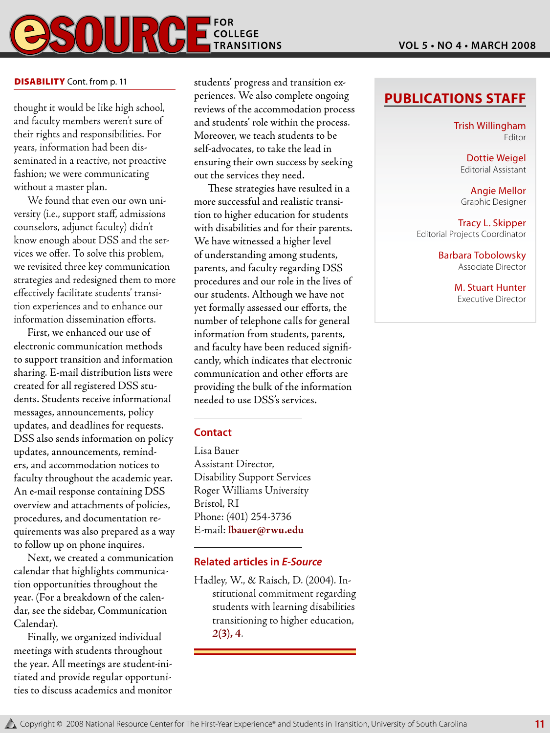**DISABILITY** Cont. from p. 11

thought it would be like high school, and faculty members weren't sure of their rights and responsibilities. For years, information had been disseminated in a reactive, not proactive fashion; we were communicating without a master plan.

We found that even our own university (i.e., support staff, admissions counselors, adjunct faculty) didn't know enough about DSS and the services we offer. To solve this problem, we revisited three key communication strategies and redesigned them to more effectively facilitate students' transition experiences and to enhance our information dissemination efforts.

First, we enhanced our use of electronic communication methods to support transition and information sharing. E-mail distribution lists were created for all registered DSS students. Students receive informational messages, announcements, policy updates, and deadlines for requests. DSS also sends information on policy updates, announcements, reminders, and accommodation notices to faculty throughout the academic year. An e-mail response containing DSS overview and attachments of policies, procedures, and documentation requirements was also prepared as a way to follow up on phone inquires.

Next, we created a communication calendar that highlights communication opportunities throughout the year. (For a breakdown of the calendar, see the sidebar, Communication Calendar).

Finally, we organized individual meetings with students throughout the year. All meetings are student-initiated and provide regular opportunities to discuss academics and monitor students' progress and transition experiences. We also complete ongoing reviews of the accommodation process and students' role within the process. Moreover, we teach students to be self-advocates, to take the lead in ensuring their own success by seeking out the services they need.

These strategies have resulted in a more successful and realistic transition to higher education for students with disabilities and for their parents. We have witnessed a higher level of understanding among students, parents, and faculty regarding DSS procedures and our role in the lives of our students. Although we have not yet formally assessed our efforts, the number of telephone calls for general information from students, parents, and faculty have been reduced significantly, which indicates that electronic communication and other efforts are providing the bulk of the information needed to use DSS's services.

### Contact

Lisa Bauer
Assistant Director,
Disability Support Services
Roger Williams University
Bristol, RI
Phone: (401) 254-3736
E-mail: **lbauer@rwu.edu**

### Related articles in *E-Source*

Hadley, W., & Raisch, D. (2004). Institutional commitment regarding students with learning disabilities transitioning to higher education, *2*(3), 4.

## PUBLICATIONS STAFF

Trish Willingham
Editor

Dottie Weigel
Editorial Assistant

Angie Mellor
Graphic Designer

Tracy L. Skipper
Editorial Projects Coordinator

Barbara Tobolowsky
Associate Director

M. Stuart Hunter
Executive Director

Copyright © 2008 National Resource Center for The First-Year Experience® and Students in Transition, University of South Carolina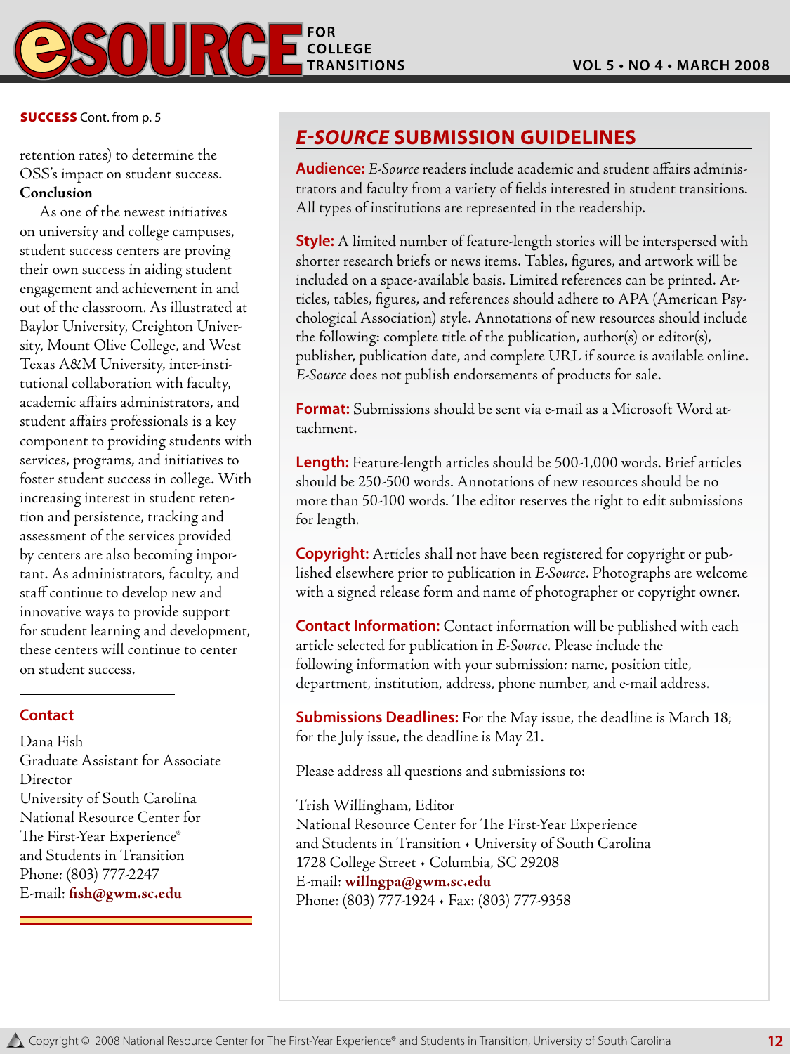**SUCCESS** Cont. from p. 5

retention rates) to determine the OSS's impact on student success.

**Conclusion**

As one of the newest initiatives on university and college campuses, student success centers are proving their own success in aiding student engagement and achievement in and out of the classroom. As illustrated at Baylor University, Creighton University, Mount Olive College, and West Texas A&M University, inter-institutional collaboration with faculty, academic affairs administrators, and student affairs professionals is a key component to providing students with services, programs, and initiatives to foster student success in college. With increasing interest in student retention and persistence, tracking and assessment of the services provided by centers are also becoming important. As administrators, faculty, and staff continue to develop new and innovative ways to provide support for student learning and development, these centers will continue to center on student success.

### Contact

Dana Fish
Graduate Assistant for Associate Director
University of South Carolina
National Resource Center for The First-Year Experience®
and Students in Transition
Phone: (803) 777-2247
E-mail: **fish@gwm.sc.edu**

## *E-SOURCE* SUBMISSION GUIDELINES

**Audience:** *E-Source* readers include academic and student affairs administrators and faculty from a variety of fields interested in student transitions. All types of institutions are represented in the readership.

**Style:** A limited number of feature-length stories will be interspersed with shorter research briefs or news items. Tables, figures, and artwork will be included on a space-available basis. Limited references can be printed. Articles, tables, figures, and references should adhere to APA (American Psychological Association) style. Annotations of new resources should include the following: complete title of the publication, author(s) or editor(s), publisher, publication date, and complete URL if source is available online. *E-Source* does not publish endorsements of products for sale.

**Format:** Submissions should be sent via e-mail as a Microsoft Word attachment.

**Length:** Feature-length articles should be 500-1,000 words. Brief articles should be 250-500 words. Annotations of new resources should be no more than 50-100 words. The editor reserves the right to edit submissions for length.

**Copyright:** Articles shall not have been registered for copyright or published elsewhere prior to publication in *E-Source*. Photographs are welcome with a signed release form and name of photographer or copyright owner.

**Contact Information:** Contact information will be published with each article selected for publication in *E-Source*. Please include the following information with your submission: name, position title, department, institution, address, phone number, and e-mail address.

**Submissions Deadlines:** For the May issue, the deadline is March 18; for the July issue, the deadline is May 21.

Please address all questions and submissions to:

Trish Willingham, Editor
National Resource Center for The First-Year Experience
and Students in Transition • University of South Carolina
1728 College Street • Columbia, SC 29208
E-mail: **willngpa@gwm.sc.edu**
Phone: (803) 777-1924 • Fax: (803) 777-9358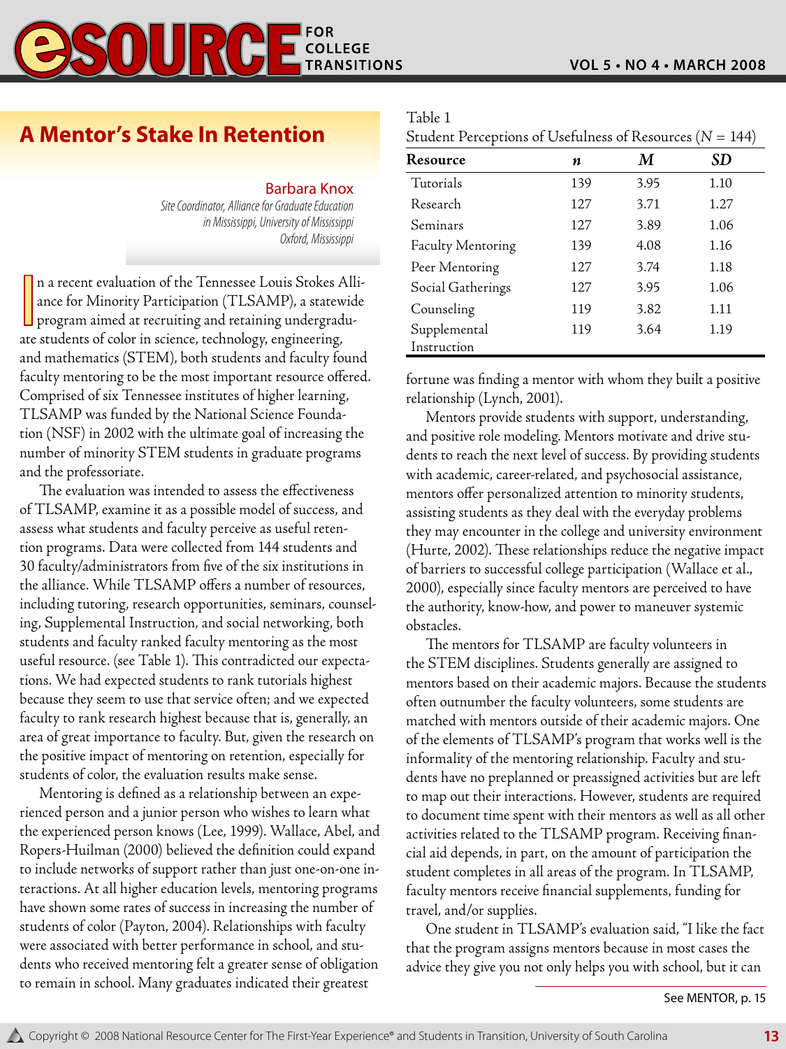# A Mentor's Stake In Retention

**Barbara Knox**
*Site Coordinator, Alliance for Graduate Education in Mississippi, University of Mississippi Oxford, Mississippi*

In a recent evaluation of the Tennessee Louis Stokes Alliance for Minority Participation (TLSAMP), a statewide program aimed at recruiting and retaining undergraduate students of color in science, technology, engineering, and mathematics (STEM), both students and faculty found faculty mentoring to be the most important resource offered. Comprised of six Tennessee institutes of higher learning, TLSAMP was funded by the National Science Foundation (NSF) in 2002 with the ultimate goal of increasing the number of minority STEM students in graduate programs and the professoriate.

The evaluation was intended to assess the effectiveness of TLSAMP, examine it as a possible model of success, and assess what students and faculty perceive as useful retention programs. Data were collected from 144 students and 30 faculty/administrators from five of the six institutions in the alliance. While TLSAMP offers a number of resources, including tutoring, research opportunities, seminars, counseling, Supplemental Instruction, and social networking, both students and faculty ranked faculty mentoring as the most useful resource. (see Table 1). This contradicted our expectations. We had expected students to rank tutorials highest because they seem to use that service often; and we expected faculty to rank research highest because that is, generally, an area of great importance to faculty. But, given the research on the positive impact of mentoring on retention, especially for students of color, the evaluation results make sense.

Mentoring is defined as a relationship between an experienced person and a junior person who wishes to learn what the experienced person knows (Lee, 1999). Wallace, Abel, and Ropers-Huilman (2000) believed the definition could expand to include networks of support rather than just one-on-one interactions. At all higher education levels, mentoring programs have shown some rates of success in increasing the number of students of color (Payton, 2004). Relationships with faculty were associated with better performance in school, and students who received mentoring felt a greater sense of obligation to remain in school. Many graduates indicated their greatest fortune was finding a mentor with whom they built a positive relationship (Lynch, 2001).

Table 1
Student Perceptions of Usefulness of Resources ($N$ = 144)

| Resource | $n$ | $M$ | $SD$ |
|---|---|---|---|
| Tutorials | 139 | 3.95 | 1.10 |
| Research | 127 | 3.71 | 1.27 |
| Seminars | 127 | 3.89 | 1.06 |
| Faculty Mentoring | 139 | 4.08 | 1.16 |
| Peer Mentoring | 127 | 3.74 | 1.18 |
| Social Gatherings | 127 | 3.95 | 1.06 |
| Counseling | 119 | 3.82 | 1.11 |
| Supplemental Instruction | 119 | 3.64 | 1.19 |

Mentors provide students with support, understanding, and positive role modeling. Mentors motivate and drive students to reach the next level of success. By providing students with academic, career-related, and psychosocial assistance, mentors offer personalized attention to minority students, assisting students as they deal with the everyday problems they may encounter in the college and university environment (Hurte, 2002). These relationships reduce the negative impact of barriers to successful college participation (Wallace et al., 2000), especially since faculty mentors are perceived to have the authority, know-how, and power to maneuver systemic obstacles.

The mentors for TLSAMP are faculty volunteers in the STEM disciplines. Students generally are assigned to mentors based on their academic majors. Because the students often outnumber the faculty volunteers, some students are matched with mentors outside of their academic majors. One of the elements of TLSAMP's program that works well is the informality of the mentoring relationship. Faculty and students have no preplanned or preassigned activities but are left to map out their interactions. However, students are required to document time spent with their mentors as well as all other activities related to the TLSAMP program. Receiving financial aid depends, in part, on the amount of participation the student completes in all areas of the program. In TLSAMP, faculty mentors receive financial supplements, funding for travel, and/or supplies.

One student in TLSAMP's evaluation said, "I like the fact that the program assigns mentors because in most cases the advice they give you not only helps you with school, but it can

See MENTOR, p. 15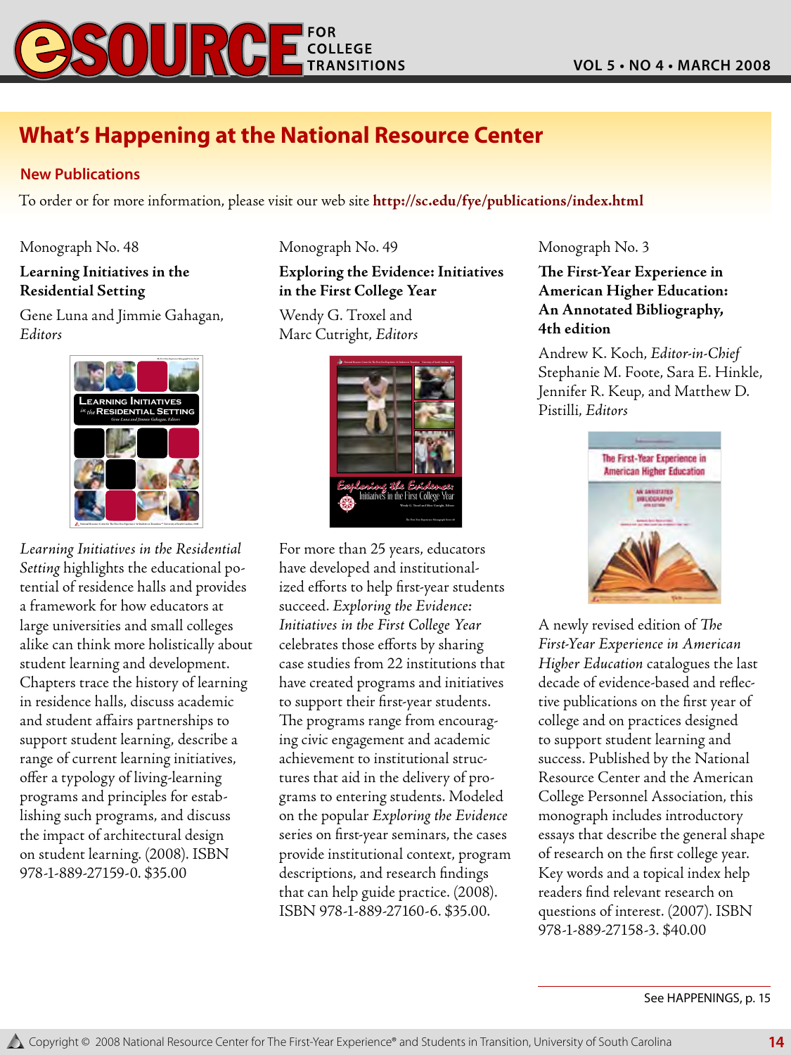## What's Happening at the National Resource Center

### New Publications

To order or for more information, please visit our web site **http://sc.edu/fye/publications/index.html**

Monograph No. 48

**Learning Initiatives in the Residential Setting**

Gene Luna and Jimmie Gahagan, *Editors*

*Learning Initiatives in the Residential Setting* highlights the educational potential of residence halls and provides a framework for how educators at large universities and small colleges alike can think more holistically about student learning and development. Chapters trace the history of learning in residence halls, discuss academic and student affairs partnerships to support student learning, describe a range of current learning initiatives, offer a typology of living-learning programs and principles for establishing such programs, and discuss the impact of architectural design on student learning. (2008). ISBN 978-1-889-27159-0. $35.00

Monograph No. 49

**Exploring the Evidence: Initiatives in the First College Year**

Wendy G. Troxel and Marc Cutright, *Editors*

For more than 25 years, educators have developed and institutionalized efforts to help first-year students succeed. *Exploring the Evidence: Initiatives in the First College Year* celebrates those efforts by sharing case studies from 22 institutions that have created programs and initiatives to support their first-year students. The programs range from encouraging civic engagement and academic achievement to institutional structures that aid in the delivery of programs to entering students. Modeled on the popular *Exploring the Evidence* series on first-year seminars, the cases provide institutional context, program descriptions, and research findings that can help guide practice. (2008). ISBN 978-1-889-27160-6. $35.00.

Monograph No. 3

**The First-Year Experience in American Higher Education: An Annotated Bibliography, 4th edition**

Andrew K. Koch, *Editor-in-Chief*
Stephanie M. Foote, Sara E. Hinkle, Jennifer R. Keup, and Matthew D. Pistilli, *Editors*

A newly revised edition of *The First-Year Experience in American Higher Education* catalogues the last decade of evidence-based and reflective publications on the first year of college and on practices designed to support student learning and success. Published by the National Resource Center and the American College Personnel Association, this monograph includes introductory essays that describe the general shape of research on the first college year. Key words and a topical index help readers find relevant research on questions of interest. (2007). ISBN 978-1-889-27158-3. $40.00

See HAPPENINGS, p. 15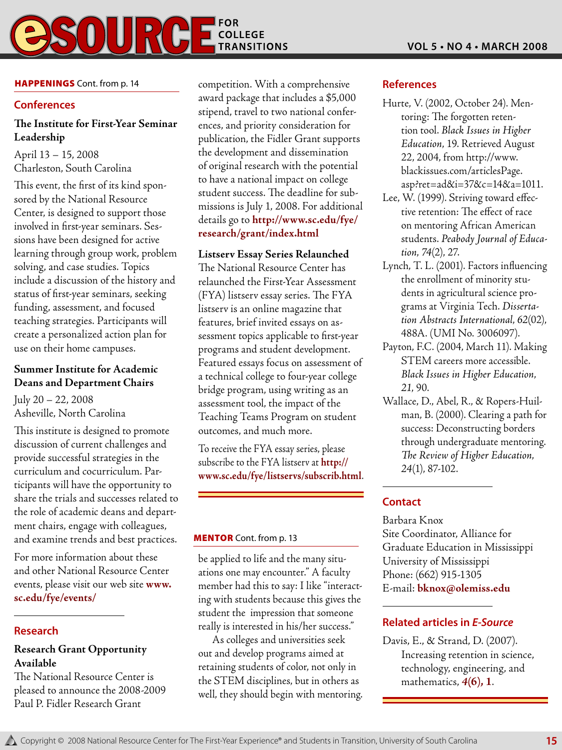**HAPPENINGS** Cont. from p. 14

## Conferences

### The Institute for First-Year Seminar Leadership

April 13 – 15, 2008
Charleston, South Carolina

This event, the first of its kind sponsored by the National Resource Center, is designed to support those involved in first-year seminars. Sessions have been designed for active learning through group work, problem solving, and case studies. Topics include a discussion of the history and status of first-year seminars, seeking funding, assessment, and focused teaching strategies. Participants will create a personalized action plan for use on their home campuses.

### Summer Institute for Academic Deans and Department Chairs

July 20 – 22, 2008
Asheville, North Carolina

This institute is designed to promote discussion of current challenges and provide successful strategies in the curriculum and cocurriculum. Participants will have the opportunity to share the trials and successes related to the role of academic deans and department chairs, engage with colleagues, and examine trends and best practices.

For more information about these and other National Resource Center events, please visit our web site **www.sc.edu/fye/events/**

## Research

### Research Grant Opportunity Available

The National Resource Center is pleased to announce the 2008-2009 Paul P. Fidler Research Grant competition. With a comprehensive award package that includes a $5,000 stipend, travel to two national conferences, and priority consideration for publication, the Fidler Grant supports the development and dissemination of original research with the potential to have a national impact on college student success. The deadline for submissions is July 1, 2008. For additional details go to **http://www.sc.edu/fye/research/grant/index.html**

### Listserv Essay Series Relaunched

The National Resource Center has relaunched the First-Year Assessment (FYA) listserv essay series. The FYA listserv is an online magazine that features, brief invited essays on assessment topics applicable to first-year programs and student development. Featured essays focus on assessment of a technical college to four-year college bridge program, using writing as an assessment tool, the impact of the Teaching Teams Program on student outcomes, and much more.

To receive the FYA essay series, please subscribe to the FYA listserv at **http://www.sc.edu/fye/listservs/subscrib.html**.

**MENTOR** Cont. from p. 13

be applied to life and the many situations one may encounter." A faculty member had this to say: I like "interacting with students because this gives the student the impression that someone really is interested in his/her success."

As colleges and universities seek out and develop programs aimed at retaining students of color, not only in the STEM disciplines, but in others as well, they should begin with mentoring.

## References

Hurte, V. (2002, October 24). Mentoring: The forgotten retention tool. *Black Issues in Higher Education*, 19. Retrieved August 22, 2004, from http://www.blackissues.com/articlesPage.asp?ret=ad&i=37&c=14&a=1011.

Lee, W. (1999). Striving toward effective retention: The effect of race on mentoring African American students. *Peabody Journal of Education, 74*(2), 27.

Lynch, T. L. (2001). Factors influencing the enrollment of minority students in agricultural science programs at Virginia Tech. *Dissertation Abstracts International, 62*(02), 488A. (UMI No. 3006097).

Payton, F.C. (2004, March 11). Making STEM careers more accessible. *Black Issues in Higher Education, 21*, 90.

Wallace, D., Abel, R., & Ropers-Huilman, B. (2000). Clearing a path for success: Deconstructing borders through undergraduate mentoring. *The Review of Higher Education, 24*(1), 87-102.

## Contact

Barbara Knox
Site Coordinator, Alliance for Graduate Education in Mississippi
University of Mississippi
Phone: (662) 915-1305
E-mail: **bknox@olemiss.edu**

## Related articles in *E-Source*

Davis, E., & Strand, D. (2007). Increasing retention in science, technology, engineering, and mathematics, ***4*(6), 1**.